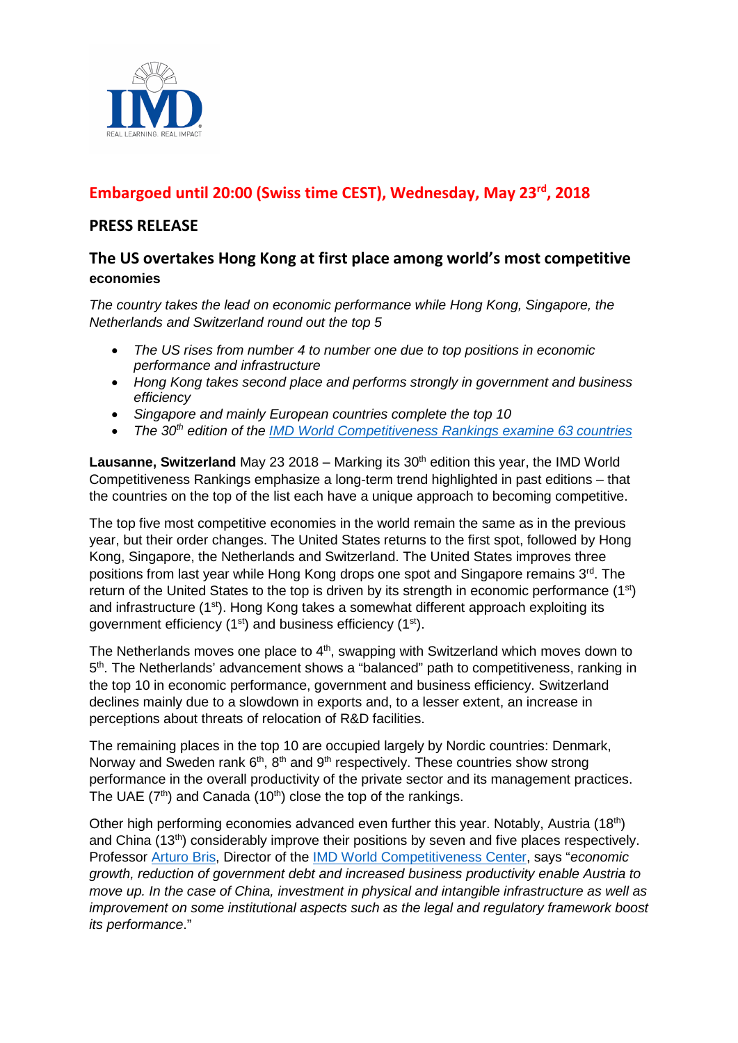**Embargoed until 20:00 (Swiss time CEST), Wednesday, May 23rd, 2018**

## PRESS RELEASE

### The US overtakes Hong Kong at first place among world's most competitive economies

*The country takes the lead on economic performance while Hong Kong, Singapore, the Netherlands and Switzerland round out the top 5*

- *The US rises from number 4 to number one due to top positions in economic performance and infrastructure*
- *Hong Kong takes second place and performs strongly in government and business efficiency*
- *Singapore and mainly European countries complete the top 10*
- *The 30th edition of the IMD World Competitiveness Rankings examine 63 countries*

**Lausanne, Switzerland** May 23 2018 – Marking its 30th edition this year, the IMD World Competitiveness Rankings emphasize a long-term trend highlighted in past editions – that the countries on the top of the list each have a unique approach to becoming competitive.

The top five most competitive economies in the world remain the same as in the previous year, but their order changes. The United States returns to the first spot, followed by Hong Kong, Singapore, the Netherlands and Switzerland. The United States improves three positions from last year while Hong Kong drops one spot and Singapore remains 3rd. The return of the United States to the top is driven by its strength in economic performance (1st) and infrastructure (1st). Hong Kong takes a somewhat different approach exploiting its government efficiency (1st) and business efficiency (1st).

The Netherlands moves one place to 4th, swapping with Switzerland which moves down to 5th. The Netherlands' advancement shows a "balanced" path to competitiveness, ranking in the top 10 in economic performance, government and business efficiency. Switzerland declines mainly due to a slowdown in exports and, to a lesser extent, an increase in perceptions about threats of relocation of R&D facilities.

The remaining places in the top 10 are occupied largely by Nordic countries: Denmark, Norway and Sweden rank 6th, 8th and 9th respectively. These countries show strong performance in the overall productivity of the private sector and its management practices. The UAE (7th) and Canada (10th) close the top of the rankings.

Other high performing economies advanced even further this year. Notably, Austria (18th) and China (13th) considerably improve their positions by seven and five places respectively. Professor Arturo Bris, Director of the IMD World Competitiveness Center, says "*economic growth, reduction of government debt and increased business productivity enable Austria to move up. In the case of China, investment in physical and intangible infrastructure as well as improvement on some institutional aspects such as the legal and regulatory framework boost its performance*."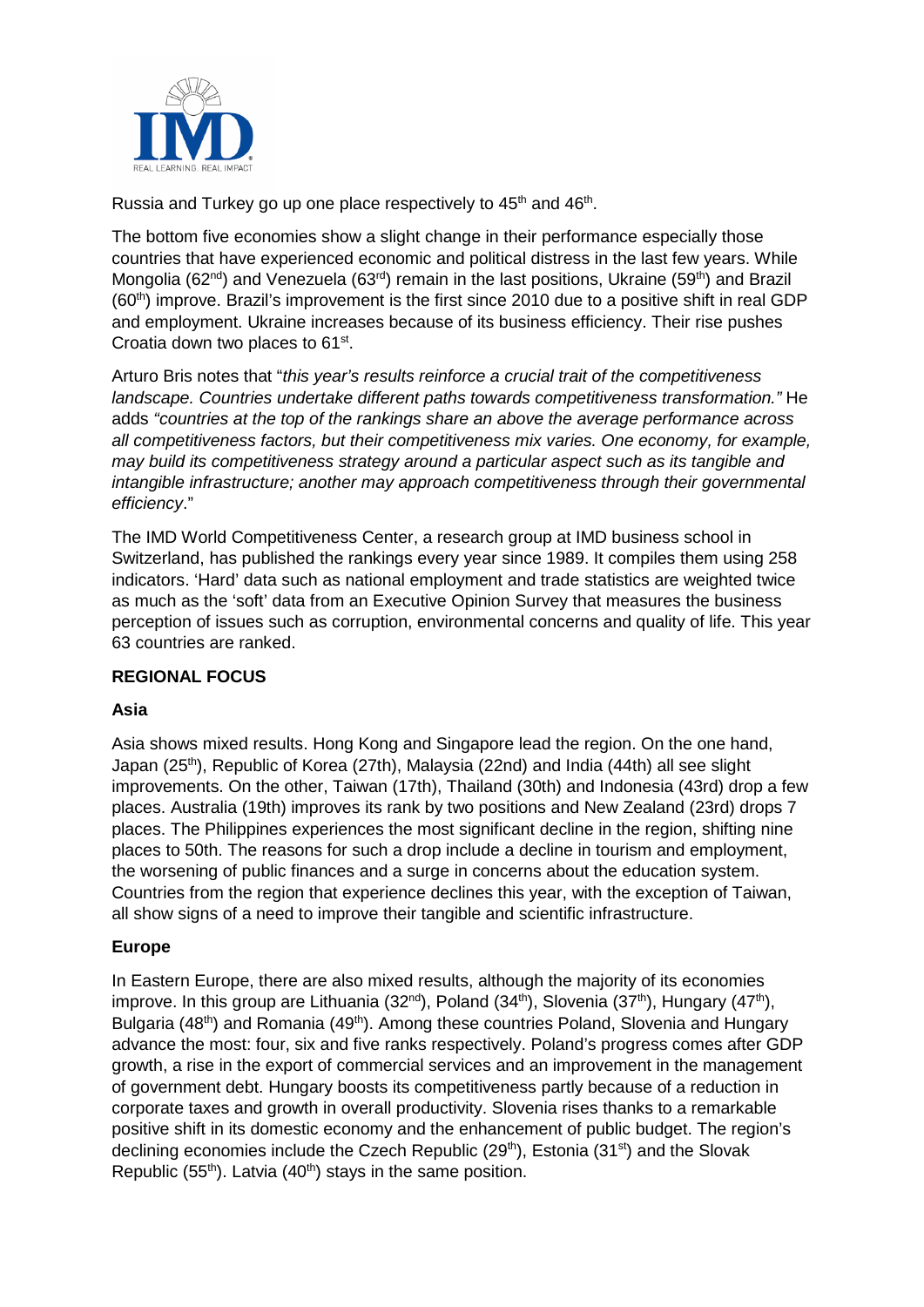Russia and Turkey go up one place respectively to 45th and 46th.

The bottom five economies show a slight change in their performance especially those countries that have experienced economic and political distress in the last few years. While Mongolia (62nd) and Venezuela (63rd) remain in the last positions, Ukraine (59th) and Brazil (60th) improve. Brazil's improvement is the first since 2010 due to a positive shift in real GDP and employment. Ukraine increases because of its business efficiency. Their rise pushes Croatia down two places to 61st.

Arturo Bris notes that "*this year's results reinforce a crucial trait of the competitiveness landscape. Countries undertake different paths towards competitiveness transformation."* He adds *"countries at the top of the rankings share an above the average performance across all competitiveness factors, but their competitiveness mix varies. One economy, for example, may build its competitiveness strategy around a particular aspect such as its tangible and intangible infrastructure; another may approach competitiveness through their governmental efficiency*."

The IMD World Competitiveness Center, a research group at IMD business school in Switzerland, has published the rankings every year since 1989. It compiles them using 258 indicators. 'Hard' data such as national employment and trade statistics are weighted twice as much as the 'soft' data from an Executive Opinion Survey that measures the business perception of issues such as corruption, environmental concerns and quality of life. This year 63 countries are ranked.

**REGIONAL FOCUS**

**Asia**

Asia shows mixed results. Hong Kong and Singapore lead the region. On the one hand, Japan (25th), Republic of Korea (27th), Malaysia (22nd) and India (44th) all see slight improvements. On the other, Taiwan (17th), Thailand (30th) and Indonesia (43rd) drop a few places. Australia (19th) improves its rank by two positions and New Zealand (23rd) drops 7 places. The Philippines experiences the most significant decline in the region, shifting nine places to 50th. The reasons for such a drop include a decline in tourism and employment, the worsening of public finances and a surge in concerns about the education system. Countries from the region that experience declines this year, with the exception of Taiwan, all show signs of a need to improve their tangible and scientific infrastructure.

**Europe**

In Eastern Europe, there are also mixed results, although the majority of its economies improve. In this group are Lithuania (32nd), Poland (34th), Slovenia (37th), Hungary (47th), Bulgaria (48th) and Romania (49th). Among these countries Poland, Slovenia and Hungary advance the most: four, six and five ranks respectively. Poland's progress comes after GDP growth, a rise in the export of commercial services and an improvement in the management of government debt. Hungary boosts its competitiveness partly because of a reduction in corporate taxes and growth in overall productivity. Slovenia rises thanks to a remarkable positive shift in its domestic economy and the enhancement of public budget. The region's declining economies include the Czech Republic (29th), Estonia (31st) and the Slovak Republic (55th). Latvia (40th) stays in the same position.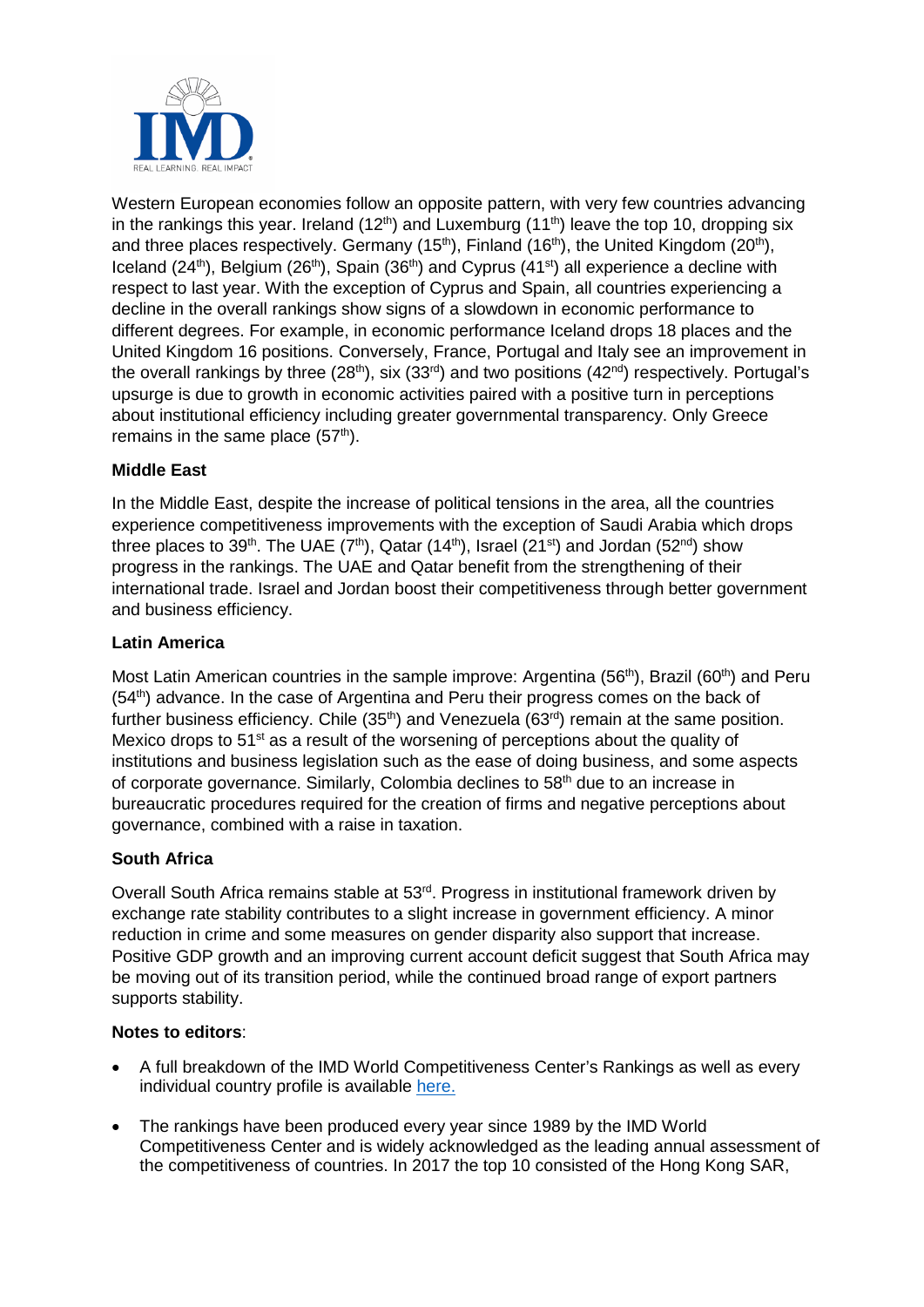Western European economies follow an opposite pattern, with very few countries advancing in the rankings this year. Ireland (12th) and Luxemburg (11th) leave the top 10, dropping six and three places respectively. Germany (15th), Finland (16th), the United Kingdom (20th), Iceland (24th), Belgium (26th), Spain (36th) and Cyprus (41st) all experience a decline with respect to last year. With the exception of Cyprus and Spain, all countries experiencing a decline in the overall rankings show signs of a slowdown in economic performance to different degrees. For example, in economic performance Iceland drops 18 places and the United Kingdom 16 positions. Conversely, France, Portugal and Italy see an improvement in the overall rankings by three (28th), six (33rd) and two positions (42nd) respectively. Portugal's upsurge is due to growth in economic activities paired with a positive turn in perceptions about institutional efficiency including greater governmental transparency. Only Greece remains in the same place (57th).

**Middle East**

In the Middle East, despite the increase of political tensions in the area, all the countries experience competitiveness improvements with the exception of Saudi Arabia which drops three places to 39th. The UAE (7th), Qatar (14th), Israel (21st) and Jordan (52nd) show progress in the rankings. The UAE and Qatar benefit from the strengthening of their international trade. Israel and Jordan boost their competitiveness through better government and business efficiency.

**Latin America**

Most Latin American countries in the sample improve: Argentina (56th), Brazil (60th) and Peru (54th) advance. In the case of Argentina and Peru their progress comes on the back of further business efficiency. Chile (35th) and Venezuela (63rd) remain at the same position. Mexico drops to 51st as a result of the worsening of perceptions about the quality of institutions and business legislation such as the ease of doing business, and some aspects of corporate governance. Similarly, Colombia declines to 58th due to an increase in bureaucratic procedures required for the creation of firms and negative perceptions about governance, combined with a raise in taxation.

**South Africa**

Overall South Africa remains stable at 53rd. Progress in institutional framework driven by exchange rate stability contributes to a slight increase in government efficiency. A minor reduction in crime and some measures on gender disparity also support that increase. Positive GDP growth and an improving current account deficit suggest that South Africa may be moving out of its transition period, while the continued broad range of export partners supports stability.

**Notes to editors**:

- A full breakdown of the IMD World Competitiveness Center's Rankings as well as every individual country profile is available here.
- The rankings have been produced every year since 1989 by the IMD World Competitiveness Center and is widely acknowledged as the leading annual assessment of the competitiveness of countries. In 2017 the top 10 consisted of the Hong Kong SAR,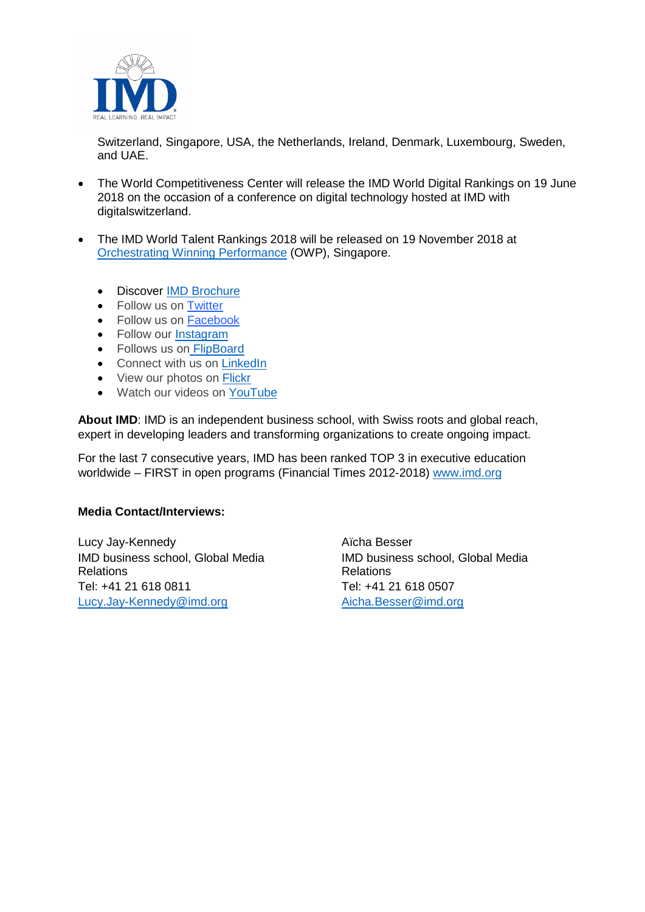Switzerland, Singapore, USA, the Netherlands, Ireland, Denmark, Luxembourg, Sweden, and UAE.

- The World Competitiveness Center will release the IMD World Digital Rankings on 19 June 2018 on the occasion of a conference on digital technology hosted at IMD with digitalswitzerland.

- The IMD World Talent Rankings 2018 will be released on 19 November 2018 at Orchestrating Winning Performance (OWP), Singapore.

  - Discover IMD Brochure
  - Follow us on Twitter
  - Follow us on Facebook
  - Follow our Instagram
  - Follows us on FlipBoard
  - Connect with us on LinkedIn
  - View our photos on Flickr
  - Watch our videos on YouTube

**About IMD**: IMD is an independent business school, with Swiss roots and global reach, expert in developing leaders and transforming organizations to create ongoing impact.

For the last 7 consecutive years, IMD has been ranked TOP 3 in executive education worldwide – FIRST in open programs (Financial Times 2012-2018) www.imd.org

**Media Contact/Interviews:**

Lucy Jay-Kennedy
IMD business school, Global Media Relations
Tel: +41 21 618 0811
Lucy.Jay-Kennedy@imd.org

Aïcha Besser
IMD business school, Global Media Relations
Tel: +41 21 618 0507
Aicha.Besser@imd.org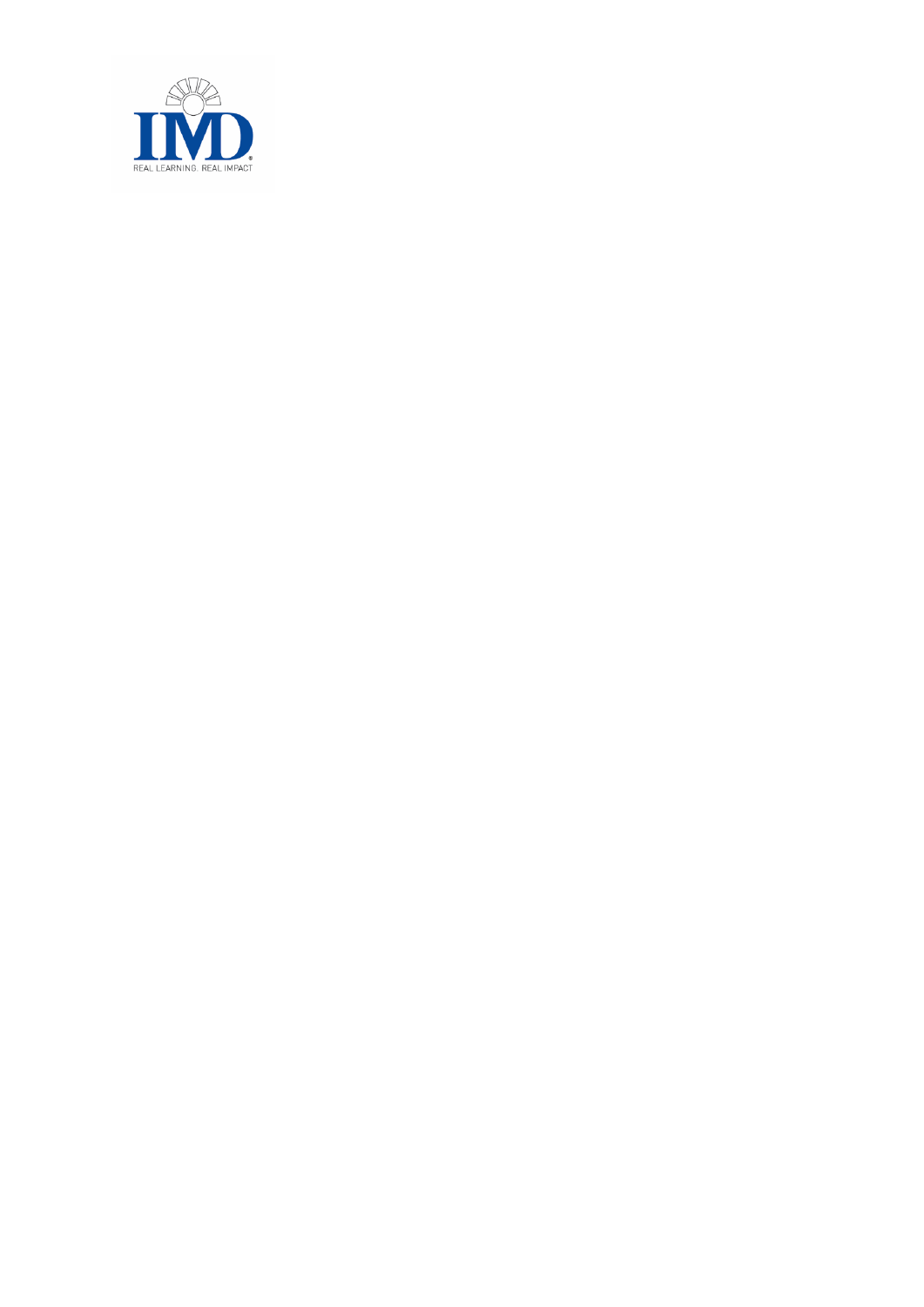IMD

REAL LEARNING. REAL IMPACT